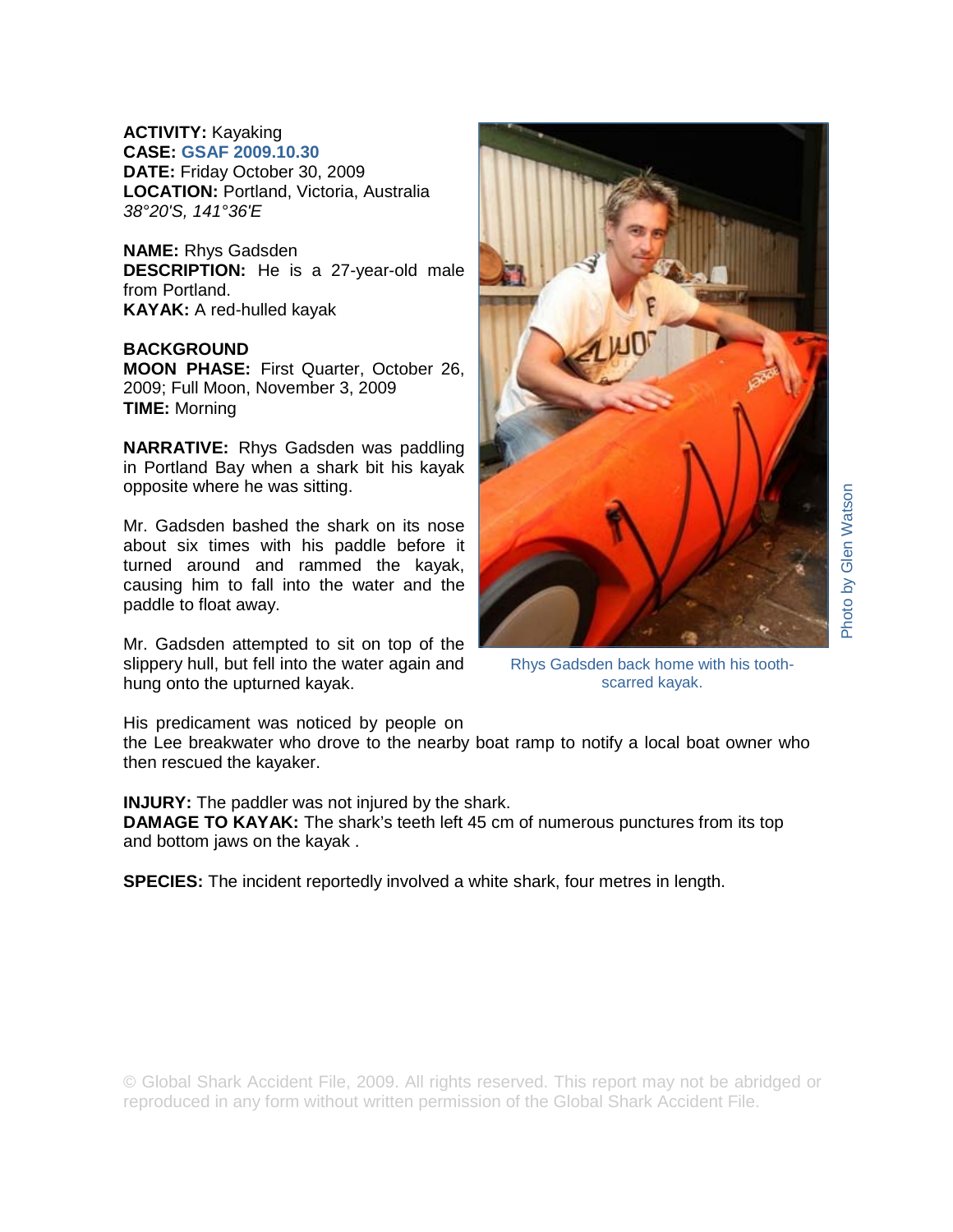**ACTIVITY:** Kayaking
**CASE:** GSAF 2009.10.30
**DATE:** Friday October 30, 2009
**LOCATION:** Portland, Victoria, Australia
*38°20'S, 141°36'E*

**NAME:** Rhys Gadsden
**DESCRIPTION:** He is a 27-year-old male from Portland.
**KAYAK:** A red-hulled kayak

**BACKGROUND**
**MOON PHASE:** First Quarter, October 26, 2009; Full Moon, November 3, 2009
**TIME:** Morning

**NARRATIVE:** Rhys Gadsden was paddling in Portland Bay when a shark bit his kayak opposite where he was sitting.

Mr. Gadsden bashed the shark on its nose about six times with his paddle before it turned around and rammed the kayak, causing him to fall into the water and the paddle to float away.

Mr. Gadsden attempted to sit on top of the slippery hull, but fell into the water again and hung onto the upturned kayak.

His predicament was noticed by people on the Lee breakwater who drove to the nearby boat ramp to notify a local boat owner who then rescued the kayaker.

Rhys Gadsden back home with his tooth-scarred kayak.

Photo by Glen Watson

**INJURY:** The paddler was not injured by the shark.
**DAMAGE TO KAYAK:** The shark's teeth left 45 cm of numerous punctures from its top and bottom jaws on the kayak .

**SPECIES:** The incident reportedly involved a white shark, four metres in length.

© Global Shark Accident File, 2009. All rights reserved. This report may not be abridged or reproduced in any form without written permission of the Global Shark Accident File.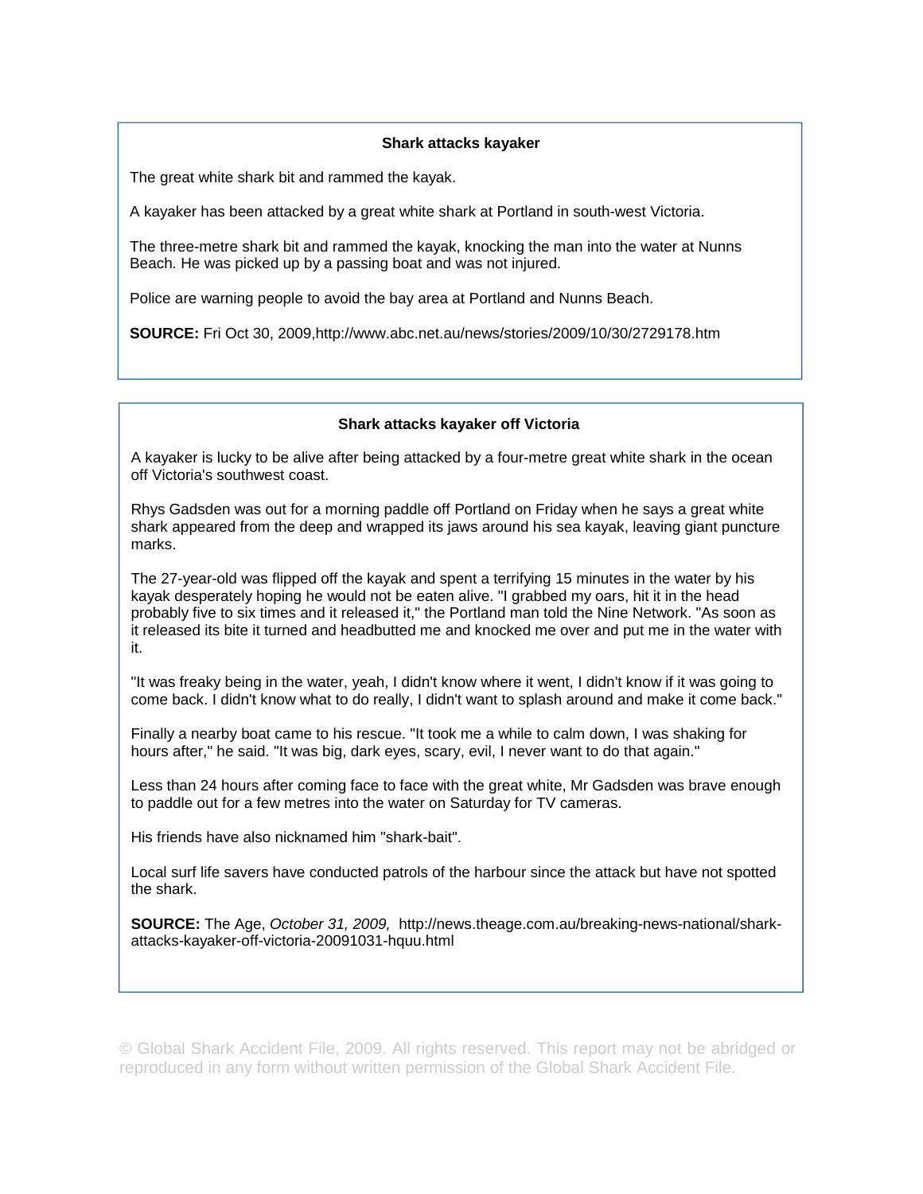### Shark attacks kayaker

The great white shark bit and rammed the kayak.

A kayaker has been attacked by a great white shark at Portland in south-west Victoria.

The three-metre shark bit and rammed the kayak, knocking the man into the water at Nunns Beach. He was picked up by a passing boat and was not injured.

Police are warning people to avoid the bay area at Portland and Nunns Beach.

**SOURCE:** Fri Oct 30, 2009,http://www.abc.net.au/news/stories/2009/10/30/2729178.htm

### Shark attacks kayaker off Victoria

A kayaker is lucky to be alive after being attacked by a four-metre great white shark in the ocean off Victoria's southwest coast.

Rhys Gadsden was out for a morning paddle off Portland on Friday when he says a great white shark appeared from the deep and wrapped its jaws around his sea kayak, leaving giant puncture marks.

The 27-year-old was flipped off the kayak and spent a terrifying 15 minutes in the water by his kayak desperately hoping he would not be eaten alive. "I grabbed my oars, hit it in the head probably five to six times and it released it," the Portland man told the Nine Network. "As soon as it released its bite it turned and headbutted me and knocked me over and put me in the water with it.

"It was freaky being in the water, yeah, I didn't know where it went, I didn't know if it was going to come back. I didn't know what to do really, I didn't want to splash around and make it come back."

Finally a nearby boat came to his rescue. "It took me a while to calm down, I was shaking for hours after," he said. "It was big, dark eyes, scary, evil, I never want to do that again."

Less than 24 hours after coming face to face with the great white, Mr Gadsden was brave enough to paddle out for a few metres into the water on Saturday for TV cameras.

His friends have also nicknamed him "shark-bait".

Local surf life savers have conducted patrols of the harbour since the attack but have not spotted the shark.

**SOURCE:** The Age, *October 31, 2009,* http://news.theage.com.au/breaking-news-national/shark-attacks-kayaker-off-victoria-20091031-hquu.html

© Global Shark Accident File, 2009. All rights reserved. This report may not be abridged or reproduced in any form without written permission of the Global Shark Accident File.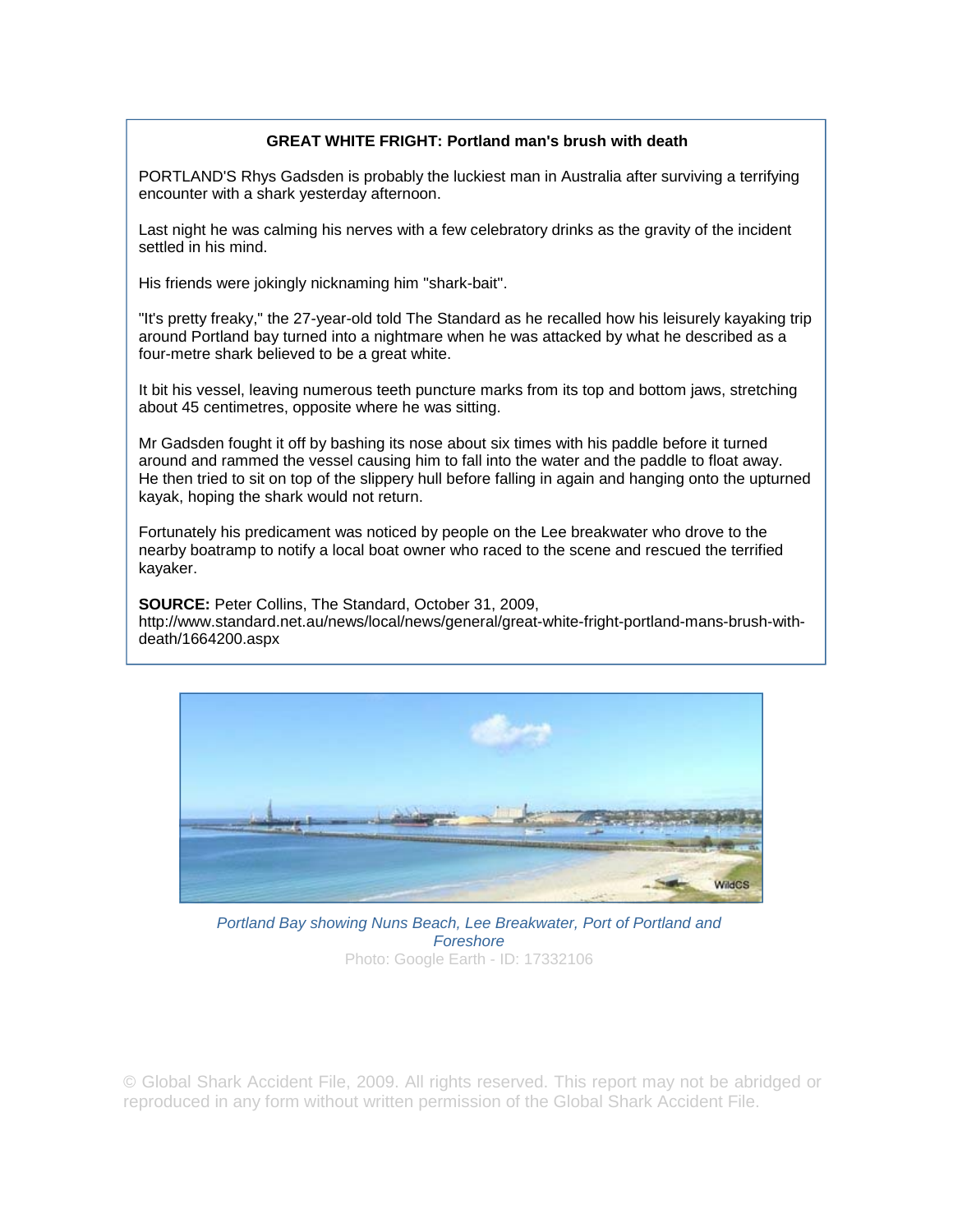**GREAT WHITE FRIGHT: Portland man's brush with death**

PORTLAND'S Rhys Gadsden is probably the luckiest man in Australia after surviving a terrifying encounter with a shark yesterday afternoon.

Last night he was calming his nerves with a few celebratory drinks as the gravity of the incident settled in his mind.

His friends were jokingly nicknaming him "shark-bait".

"It's pretty freaky," the 27-year-old told The Standard as he recalled how his leisurely kayaking trip around Portland bay turned into a nightmare when he was attacked by what he described as a four-metre shark believed to be a great white.

It bit his vessel, leaving numerous teeth puncture marks from its top and bottom jaws, stretching about 45 centimetres, opposite where he was sitting.

Mr Gadsden fought it off by bashing its nose about six times with his paddle before it turned around and rammed the vessel causing him to fall into the water and the paddle to float away. He then tried to sit on top of the slippery hull before falling in again and hanging onto the upturned kayak, hoping the shark would not return.

Fortunately his predicament was noticed by people on the Lee breakwater who drove to the nearby boatramp to notify a local boat owner who raced to the scene and rescued the terrified kayaker.

**SOURCE:** Peter Collins, The Standard, October 31, 2009, http://www.standard.net.au/news/local/news/general/great-white-fright-portland-mans-brush-with-death/1664200.aspx

*Portland Bay showing Nuns Beach, Lee Breakwater, Port of Portland and Foreshore*

Photo: Google Earth - ID: 17332106

© Global Shark Accident File, 2009. All rights reserved. This report may not be abridged or reproduced in any form without written permission of the Global Shark Accident File.